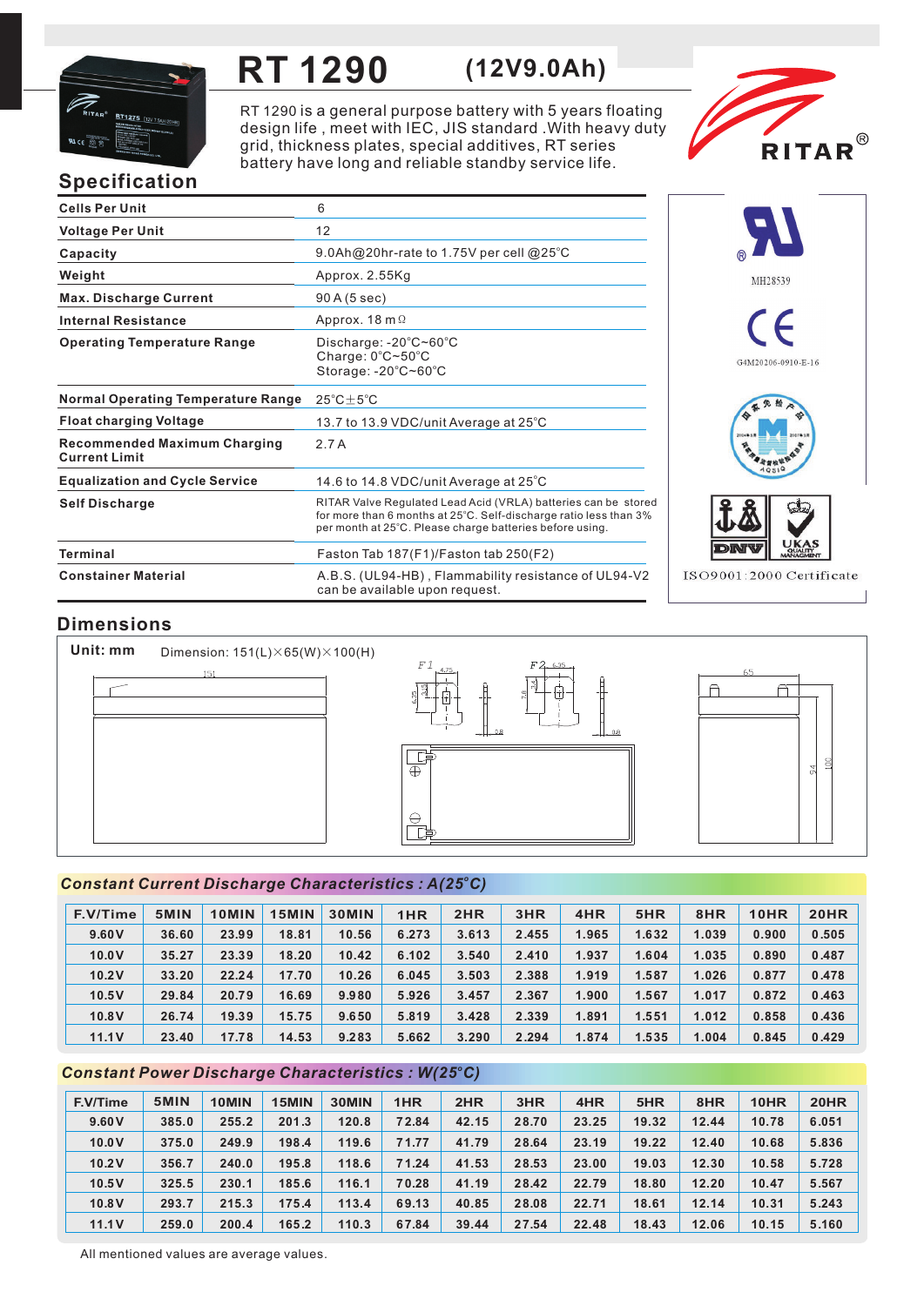# RT 1290 (12V9.0Ah)

RT 1290 is a general purpose battery with 5 years floating design life , meet with IEC, JIS standard .With heavy duty grid, thickness plates, special additives, RT series battery have long and reliable standby service life.

RITAR®

## Specification

| | |
|---|---|
| **Cells Per Unit** | 6 |
| **Voltage Per Unit** | 12 |
| **Capacity** | 9.0Ah@20hr-rate to 1.75V per cell @25℃ |
| **Weight** | Approx. 2.55Kg |
| **Max. Discharge Current** | 90 A (5 sec) |
| **Internal Resistance** | Approx. 18 mΩ |
| **Operating Temperature Range** | Discharge: -20℃~60℃<br>Charge: 0℃~50℃<br>Storage: -20℃~60℃ |
| **Normal Operating Temperature Range** | 25℃±5℃ |
| **Float charging Voltage** | 13.7 to 13.9 VDC/unit Average at 25℃ |
| **Recommended Maximum Charging Current Limit** | 2.7 A |
| **Equalization and Cycle Service** | 14.6 to 14.8 VDC/unit Average at 25℃ |
| **Self Discharge** | RITAR Valve Regulated Lead Acid (VRLA) batteries can be stored for more than 6 months at 25℃. Self-discharge ratio less than 3% per month at 25℃. Please charge batteries before using. |
| **Terminal** | Faston Tab 187(F1)/Faston tab 250(F2) |
| **Constainer Material** | A.B.S. (UL94-HB) , Flammability resistance of UL94-V2 can be available upon request. |

MH28539

G4M20206-0910-E-16

ISO9001:2000 Certificate

## Dimensions

**Unit: mm** Dimension: 151(L)×65(W)×100(H)

## Constant Current Discharge Characteristics : A(25℃)

| F.V/Time | 5MIN | 10MIN | 15MIN | 30MIN | 1HR | 2HR | 3HR | 4HR | 5HR | 8HR | 10HR | 20HR |
|---|---|---|---|---|---|---|---|---|---|---|---|---|
| 9.60V | 36.60 | 23.99 | 18.81 | 10.56 | 6.273 | 3.613 | 2.455 | 1.965 | 1.632 | 1.039 | 0.900 | 0.505 |
| 10.0V | 35.27 | 23.39 | 18.20 | 10.42 | 6.102 | 3.540 | 2.410 | 1.937 | 1.604 | 1.035 | 0.890 | 0.487 |
| 10.2V | 33.20 | 22.24 | 17.70 | 10.26 | 6.045 | 3.503 | 2.388 | 1.919 | 1.587 | 1.026 | 0.877 | 0.478 |
| 10.5V | 29.84 | 20.79 | 16.69 | 9.980 | 5.926 | 3.457 | 2.367 | 1.900 | 1.567 | 1.017 | 0.872 | 0.463 |
| 10.8V | 26.74 | 19.39 | 15.75 | 9.650 | 5.819 | 3.428 | 2.339 | 1.891 | 1.551 | 1.012 | 0.858 | 0.436 |
| 11.1V | 23.40 | 17.78 | 14.53 | 9.283 | 5.662 | 3.290 | 2.294 | 1.874 | 1.535 | 1.004 | 0.845 | 0.429 |

## Constant Power Discharge Characteristics : W(25℃)

| F.V/Time | 5MIN | 10MIN | 15MIN | 30MIN | 1HR | 2HR | 3HR | 4HR | 5HR | 8HR | 10HR | 20HR |
|---|---|---|---|---|---|---|---|---|---|---|---|---|
| 9.60V | 385.0 | 255.2 | 201.3 | 120.8 | 72.84 | 42.15 | 28.70 | 23.25 | 19.32 | 12.44 | 10.78 | 6.051 |
| 10.0V | 375.0 | 249.9 | 198.4 | 119.6 | 71.77 | 41.79 | 28.64 | 23.19 | 19.22 | 12.40 | 10.68 | 5.836 |
| 10.2V | 356.7 | 240.0 | 195.8 | 118.6 | 71.24 | 41.53 | 28.53 | 23.00 | 19.03 | 12.30 | 10.58 | 5.728 |
| 10.5V | 325.5 | 230.1 | 185.6 | 116.1 | 70.28 | 41.19 | 28.42 | 22.79 | 18.80 | 12.20 | 10.47 | 5.567 |
| 10.8V | 293.7 | 215.3 | 175.4 | 113.4 | 69.13 | 40.85 | 28.08 | 22.71 | 18.61 | 12.14 | 10.31 | 5.243 |
| 11.1V | 259.0 | 200.4 | 165.2 | 110.3 | 67.84 | 39.44 | 27.54 | 22.48 | 18.43 | 12.06 | 10.15 | 5.160 |

All mentioned values are average values.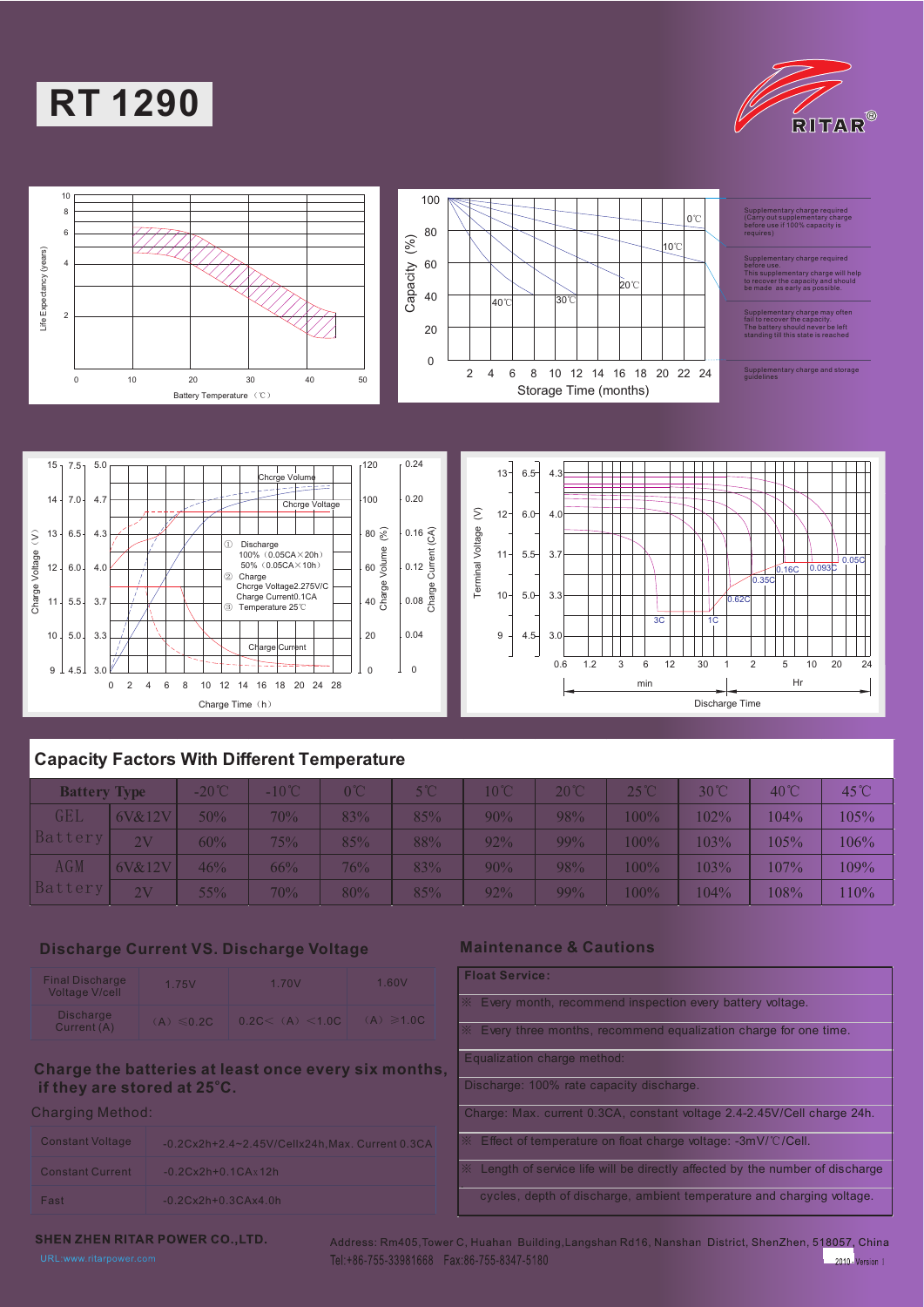# RT 1290

RITAR®

Life Expectancy (years)
10
8
6
4
2
0 10 20 30 40 50
Battery Temperature（℃）

Capacity (%)
100
80
60
40
20
0
2 4 6 8 10 12 14 16 18 20 22 24
Storage Time (months)
0℃
10℃
20℃
30℃
40℃

Supplementary charge required (Carry out supplementary charge before use if 100% capacity is requires)

Supplementary charge required before use. This supplementary charge will help to recover the capacity and should be made as early as possible.

Supplementary charge may often fail to recover the capacity. The battery should never be left standing till this state is reached

Supplementary charge and storage guidelines

Charge Voltage（V）
15 7.5 5.0
14 7.0 4.7
13 6.5 4.3
12 6.0 4.0
11 5.5 3.7
10 5.0 3.3
9 4.5 3.0
Charge Volume (%)
120
100
80
60
40
20
0
Charge Current (CA)
0.24
0.20
0.16
0.12
0.08
0.04
0
0 2 4 6 8 10 12 14 16 18 20 24 28
Charge Time（h）
Chcrge Volume
Chcrge Voltage
Charge Current
① Discharge
100%（0.05CA×20h）
50%（0.05CA×10h）
② Charge
Chcrge Voltage2.275V/C
Charge Current0.1CA
③ Temperature 25℃

Terminal Voltage (V)
13 6.5 4.3
12 6.0 4.0
11 5.5 3.7
10 5.0 3.3
9 4.5 3.0
0.6 1.2 3 6 12 30 1 2 5 10 20 24
min
Hr
Discharge Time
3C
1C
0.62C
0.35C
0.16C
0.093C
0.05C

## Capacity Factors With Different Temperature

| Battery Type | | -20℃ | -10℃ | 0℃ | 5℃ | 10℃ | 20℃ | 25℃ | 30℃ | 40℃ | 45℃ |
|---|---|---|---|---|---|---|---|---|---|---|---|
| GEL Battery | 6V&12V | 50% | 70% | 83% | 85% | 90% | 98% | 100% | 102% | 104% | 105% |
| | 2V | 60% | 75% | 85% | 88% | 92% | 99% | 100% | 103% | 105% | 106% |
| AGM Battery | 6V&12V | 46% | 66% | 76% | 83% | 90% | 98% | 100% | 103% | 107% | 109% |
| | 2V | 55% | 70% | 80% | 85% | 92% | 99% | 100% | 104% | 108% | 110% |

## Discharge Current VS. Discharge Voltage

| Final Discharge Voltage V/cell | 1.75V | 1.70V | 1.60V |
|---|---|---|---|
| Discharge Current (A) | （A）≤0.2C | 0.2C<（A）<1.0C | （A）≥1.0C |

### Charge the batteries at least once every six months, if they are stored at 25°C.

Charging Method:

| | |
|---|---|
| Constant Voltage | -0.2Cx2h+2.4~2.45V/Cellx24h,Max. Current 0.3CA |
| Constant Current | -0.2Cx2h+0.1CAx12h |
| Fast | -0.2Cx2h+0.3CAx4.0h |

## Maintenance & Cautions

**Float Service:**

※ Every month, recommend inspection every battery voltage.

※ Every three months, recommend equalization charge for one time.

Equalization charge method:

Discharge: 100% rate capacity discharge.

Charge: Max. current 0.3CA, constant voltage 2.4-2.45V/Cell charge 24h.

※ Effect of temperature on float charge voltage: -3mV/℃/Cell.

※ Length of service life will be directly affected by the number of discharge cycles, depth of discharge, ambient temperature and charging voltage.

**SHEN ZHEN RITAR POWER CO.,LTD.**

URL:www.ritarpower.com

Address: Rm405,Tower C, Huahan Building,Langshan Rd16, Nanshan District, ShenZhen, 518057, China

Tel:+86-755-33981668 Fax:86-755-8347-5180

2010 Version Ⅰ